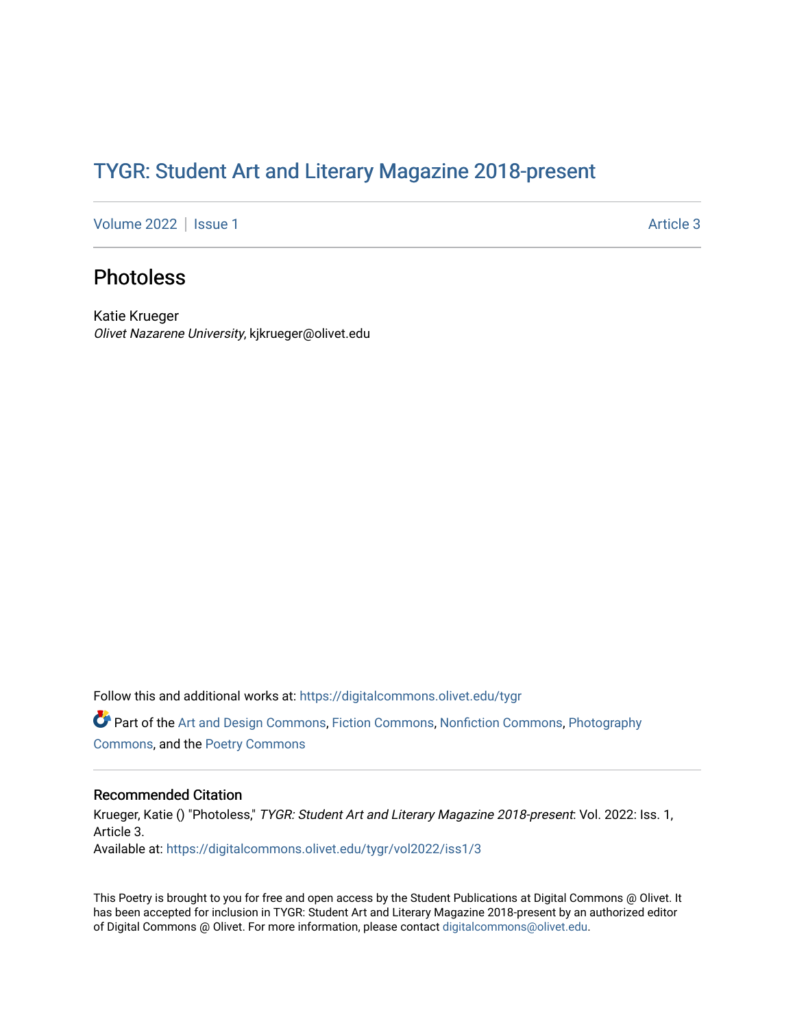# TYGR: Student Art and Literary Magazine 2018-present

Volume 2022 | Issue 1 Article 3

## Photoless

Katie Krueger
*Olivet Nazarene University*, kjkrueger@olivet.edu

Follow this and additional works at: https://digitalcommons.olivet.edu/tygr

Part of the Art and Design Commons, Fiction Commons, Nonfiction Commons, Photography Commons, and the Poetry Commons

### Recommended Citation

Krueger, Katie () "Photoless," *TYGR: Student Art and Literary Magazine 2018-present*: Vol. 2022: Iss. 1, Article 3.
Available at: https://digitalcommons.olivet.edu/tygr/vol2022/iss1/3

This Poetry is brought to you for free and open access by the Student Publications at Digital Commons @ Olivet. It has been accepted for inclusion in TYGR: Student Art and Literary Magazine 2018-present by an authorized editor of Digital Commons @ Olivet. For more information, please contact digitalcommons@olivet.edu.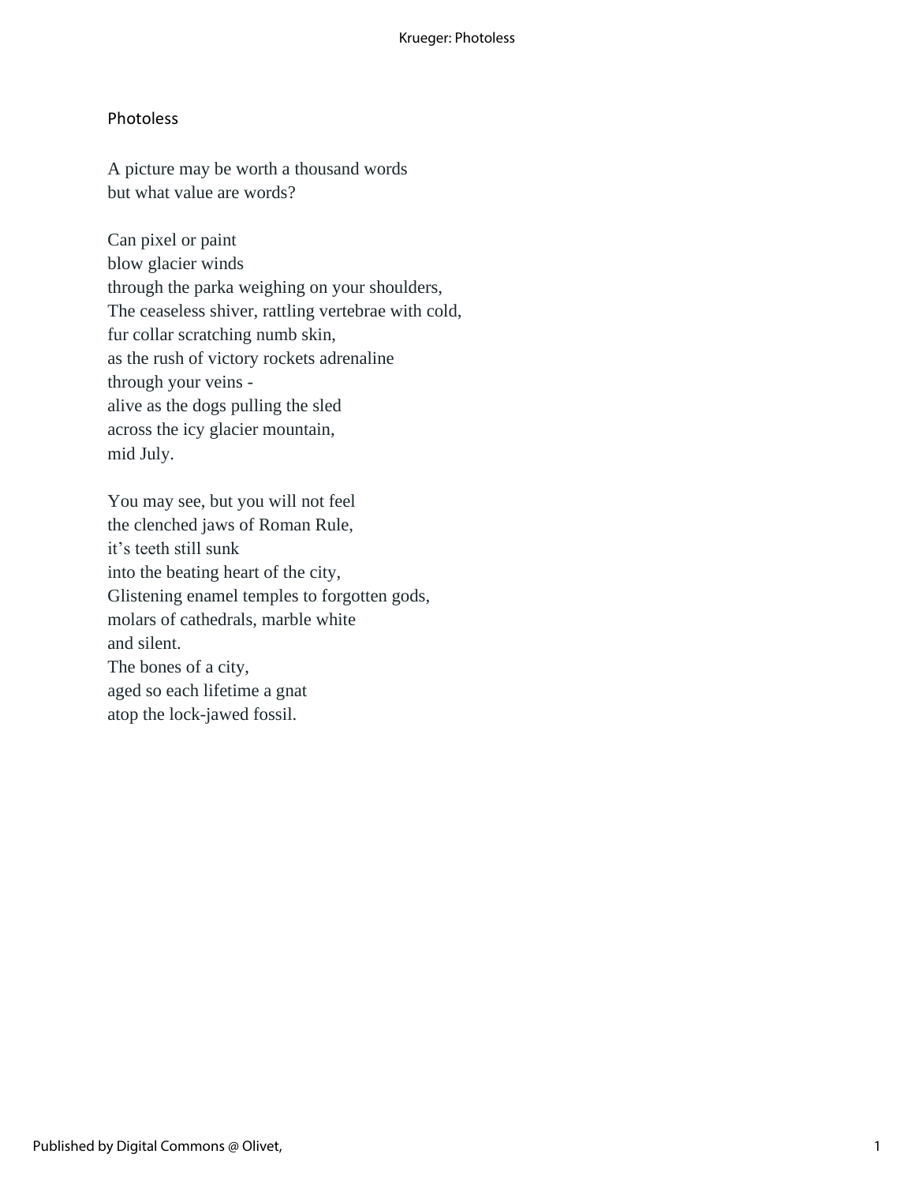## Photoless

A picture may be worth a thousand words  
but what value are words?

Can pixel or paint  
blow glacier winds  
through the parka weighing on your shoulders,  
The ceaseless shiver, rattling vertebrae with cold,  
fur collar scratching numb skin,  
as the rush of victory rockets adrenaline  
through your veins -  
alive as the dogs pulling the sled  
across the icy glacier mountain,  
mid July.

You may see, but you will not feel  
the clenched jaws of Roman Rule,  
it's teeth still sunk  
into the beating heart of the city,  
Glistening enamel temples to forgotten gods,  
molars of cathedrals, marble white  
and silent.  
The bones of a city,  
aged so each lifetime a gnat  
atop the lock-jawed fossil.